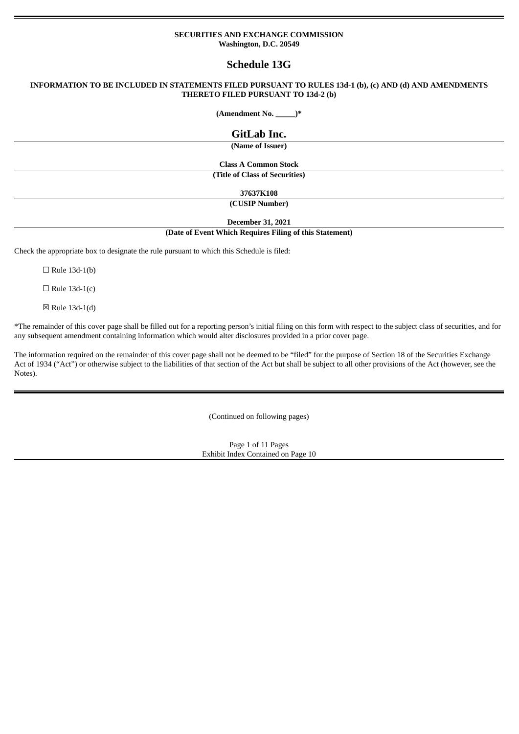**SECURITIES AND EXCHANGE COMMISSION**
**Washington, D.C. 20549**

# Schedule 13G

**INFORMATION TO BE INCLUDED IN STATEMENTS FILED PURSUANT TO RULES 13d-1 (b), (c) AND (d) AND AMENDMENTS THERETO FILED PURSUANT TO 13d-2 (b)**

**(Amendment No. _____)***

## GitLab Inc.

**(Name of Issuer)**

**Class A Common Stock**

**(Title of Class of Securities)**

**37637K108**

**(CUSIP Number)**

**December 31, 2021**

**(Date of Event Which Requires Filing of this Statement)**

Check the appropriate box to designate the rule pursuant to which this Schedule is filed:

☐ Rule 13d-1(b)

☐ Rule 13d-1(c)

☒ Rule 13d-1(d)

*The remainder of this cover page shall be filled out for a reporting person's initial filing on this form with respect to the subject class of securities, and for any subsequent amendment containing information which would alter disclosures provided in a prior cover page.

The information required on the remainder of this cover page shall not be deemed to be "filed" for the purpose of Section 18 of the Securities Exchange Act of 1934 ("Act") or otherwise subject to the liabilities of that section of the Act but shall be subject to all other provisions of the Act (however, see the Notes).

(Continued on following pages)

Exhibit Index Contained on Page 10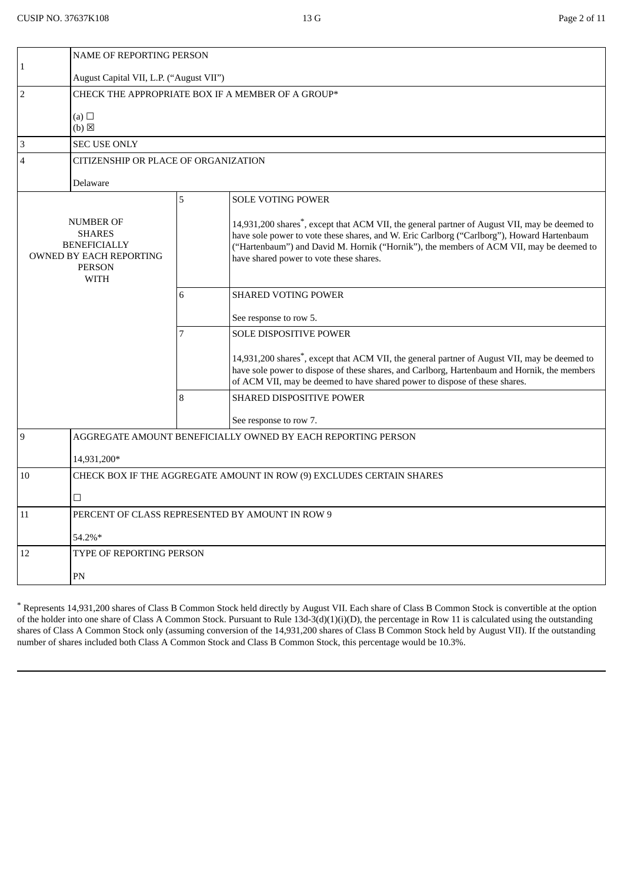| | | | |
|---|---|---|---|
| 1 | NAME OF REPORTING PERSON<br><br>August Capital VII, L.P. ("August VII") | | |
| 2 | CHECK THE APPROPRIATE BOX IF A MEMBER OF A GROUP*<br><br>(a) ☐<br>(b) ☒ | | |
| 3 | SEC USE ONLY | | |
| 4 | CITIZENSHIP OR PLACE OF ORGANIZATION<br><br>Delaware | | |
| NUMBER OF SHARES BENEFICIALLY OWNED BY EACH REPORTING PERSON WITH | | 5 | SOLE VOTING POWER<br><br>14,931,200 shares*, except that ACM VII, the general partner of August VII, may be deemed to have sole power to vote these shares, and W. Eric Carlborg ("Carlborg"), Howard Hartenbaum ("Hartenbaum") and David M. Hornik ("Hornik"), the members of ACM VII, may be deemed to have shared power to vote these shares. |
| | | 6 | SHARED VOTING POWER<br><br>See response to row 5. |
| | | 7 | SOLE DISPOSITIVE POWER<br><br>14,931,200 shares*, except that ACM VII, the general partner of August VII, may be deemed to have sole power to dispose of these shares, and Carlborg, Hartenbaum and Hornik, the members of ACM VII, may be deemed to have shared power to dispose of these shares. |
| | | 8 | SHARED DISPOSITIVE POWER<br><br>See response to row 7. |
| 9 | AGGREGATE AMOUNT BENEFICIALLY OWNED BY EACH REPORTING PERSON<br><br>14,931,200* | | |
| 10 | CHECK BOX IF THE AGGREGATE AMOUNT IN ROW (9) EXCLUDES CERTAIN SHARES<br><br>☐ | | |
| 11 | PERCENT OF CLASS REPRESENTED BY AMOUNT IN ROW 9<br><br>54.2%* | | |
| 12 | TYPE OF REPORTING PERSON<br><br>PN | | |

* Represents 14,931,200 shares of Class B Common Stock held directly by August VII. Each share of Class B Common Stock is convertible at the option of the holder into one share of Class A Common Stock. Pursuant to Rule 13d-3(d)(1)(i)(D), the percentage in Row 11 is calculated using the outstanding shares of Class A Common Stock only (assuming conversion of the 14,931,200 shares of Class B Common Stock held by August VII). If the outstanding number of shares included both Class A Common Stock and Class B Common Stock, this percentage would be 10.3%.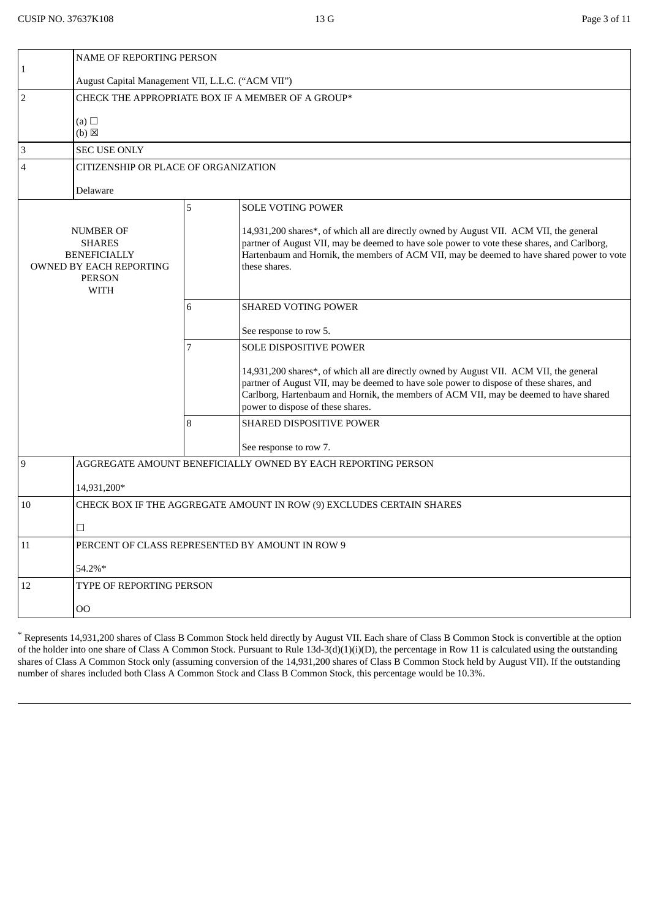| | | | |
|---|---|---|---|
| 1 | NAME OF REPORTING PERSON<br><br>August Capital Management VII, L.L.C. ("ACM VII") | | |
| 2 | CHECK THE APPROPRIATE BOX IF A MEMBER OF A GROUP*<br><br>(a) ☐<br>(b) ☒ | | |
| 3 | SEC USE ONLY | | |
| 4 | CITIZENSHIP OR PLACE OF ORGANIZATION<br><br>Delaware | | |
| NUMBER OF SHARES BENEFICIALLY OWNED BY EACH REPORTING PERSON WITH | | 5 | SOLE VOTING POWER<br><br>14,931,200 shares*, of which all are directly owned by August VII. ACM VII, the general partner of August VII, may be deemed to have sole power to vote these shares, and Carlborg, Hartenbaum and Hornik, the members of ACM VII, may be deemed to have shared power to vote these shares. |
| | | 6 | SHARED VOTING POWER<br><br>See response to row 5. |
| | | 7 | SOLE DISPOSITIVE POWER<br><br>14,931,200 shares*, of which all are directly owned by August VII. ACM VII, the general partner of August VII, may be deemed to have sole power to dispose of these shares, and Carlborg, Hartenbaum and Hornik, the members of ACM VII, may be deemed to have shared power to dispose of these shares. |
| | | 8 | SHARED DISPOSITIVE POWER<br><br>See response to row 7. |
| 9 | AGGREGATE AMOUNT BENEFICIALLY OWNED BY EACH REPORTING PERSON<br><br>14,931,200* | | |
| 10 | CHECK BOX IF THE AGGREGATE AMOUNT IN ROW (9) EXCLUDES CERTAIN SHARES<br><br>☐ | | |
| 11 | PERCENT OF CLASS REPRESENTED BY AMOUNT IN ROW 9<br><br>54.2%* | | |
| 12 | TYPE OF REPORTING PERSON<br><br>OO | | |

* Represents 14,931,200 shares of Class B Common Stock held directly by August VII. Each share of Class B Common Stock is convertible at the option of the holder into one share of Class A Common Stock. Pursuant to Rule 13d-3(d)(1)(i)(D), the percentage in Row 11 is calculated using the outstanding shares of Class A Common Stock only (assuming conversion of the 14,931,200 shares of Class B Common Stock held by August VII). If the outstanding number of shares included both Class A Common Stock and Class B Common Stock, this percentage would be 10.3%.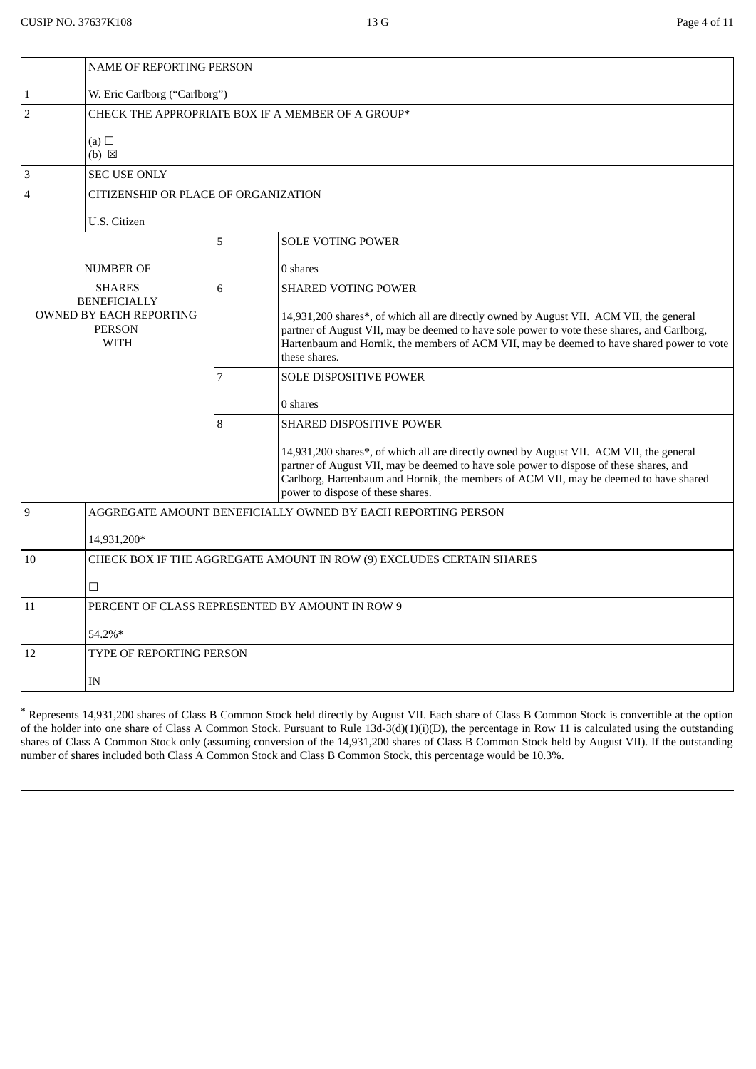| | | | |
|---|---|---|---|
| 1 | NAME OF REPORTING PERSON<br><br>W. Eric Carlborg ("Carlborg") | | |
| 2 | CHECK THE APPROPRIATE BOX IF A MEMBER OF A GROUP*<br><br>(a) ☐<br>(b) ☒ | | |
| 3 | SEC USE ONLY | | |
| 4 | CITIZENSHIP OR PLACE OF ORGANIZATION<br><br>U.S. Citizen | | |
| NUMBER OF SHARES BENEFICIALLY OWNED BY EACH REPORTING PERSON WITH | | 5 | SOLE VOTING POWER<br><br>0 shares |
| | | 6 | SHARED VOTING POWER<br><br>14,931,200 shares*, of which all are directly owned by August VII. ACM VII, the general partner of August VII, may be deemed to have sole power to vote these shares, and Carlborg, Hartenbaum and Hornik, the members of ACM VII, may be deemed to have shared power to vote these shares. |
| | | 7 | SOLE DISPOSITIVE POWER<br><br>0 shares |
| | | 8 | SHARED DISPOSITIVE POWER<br><br>14,931,200 shares*, of which all are directly owned by August VII. ACM VII, the general partner of August VII, may be deemed to have sole power to dispose of these shares, and Carlborg, Hartenbaum and Hornik, the members of ACM VII, may be deemed to have shared power to dispose of these shares. |
| 9 | AGGREGATE AMOUNT BENEFICIALLY OWNED BY EACH REPORTING PERSON<br><br>14,931,200* | | |
| 10 | CHECK BOX IF THE AGGREGATE AMOUNT IN ROW (9) EXCLUDES CERTAIN SHARES<br><br>☐ | | |
| 11 | PERCENT OF CLASS REPRESENTED BY AMOUNT IN ROW 9<br><br>54.2%* | | |
| 12 | TYPE OF REPORTING PERSON<br><br>IN | | |

* Represents 14,931,200 shares of Class B Common Stock held directly by August VII. Each share of Class B Common Stock is convertible at the option of the holder into one share of Class A Common Stock. Pursuant to Rule 13d-3(d)(1)(i)(D), the percentage in Row 11 is calculated using the outstanding shares of Class A Common Stock only (assuming conversion of the 14,931,200 shares of Class B Common Stock held by August VII). If the outstanding number of shares included both Class A Common Stock and Class B Common Stock, this percentage would be 10.3%.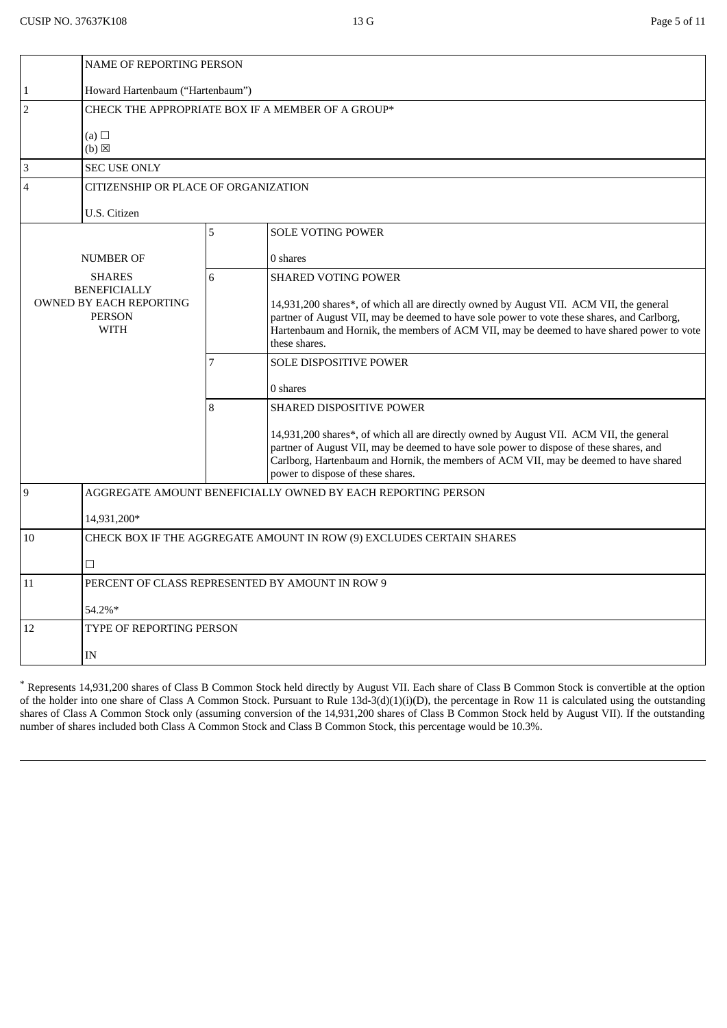| | | | |
|---|---|---|---|
| | NAME OF REPORTING PERSON | | |
| 1 | Howard Hartenbaum ("Hartenbaum") | | |
| 2 | CHECK THE APPROPRIATE BOX IF A MEMBER OF A GROUP*<br><br>(a) ☐<br>(b) ☒ | | |
| 3 | SEC USE ONLY | | |
| 4 | CITIZENSHIP OR PLACE OF ORGANIZATION<br><br>U.S. Citizen | | |
| NUMBER OF SHARES BENEFICIALLY OWNED BY EACH REPORTING PERSON WITH | | 5 | SOLE VOTING POWER<br><br>0 shares |
| | | 6 | SHARED VOTING POWER<br><br>14,931,200 shares*, of which all are directly owned by August VII. ACM VII, the general partner of August VII, may be deemed to have sole power to vote these shares, and Carlborg, Hartenbaum and Hornik, the members of ACM VII, may be deemed to have shared power to vote these shares. |
| | | 7 | SOLE DISPOSITIVE POWER<br><br>0 shares |
| | | 8 | SHARED DISPOSITIVE POWER<br><br>14,931,200 shares*, of which all are directly owned by August VII. ACM VII, the general partner of August VII, may be deemed to have sole power to dispose of these shares, and Carlborg, Hartenbaum and Hornik, the members of ACM VII, may be deemed to have shared power to dispose of these shares. |
| 9 | AGGREGATE AMOUNT BENEFICIALLY OWNED BY EACH REPORTING PERSON<br><br>14,931,200* | | |
| 10 | CHECK BOX IF THE AGGREGATE AMOUNT IN ROW (9) EXCLUDES CERTAIN SHARES<br><br>☐ | | |
| 11 | PERCENT OF CLASS REPRESENTED BY AMOUNT IN ROW 9<br><br>54.2%* | | |
| 12 | TYPE OF REPORTING PERSON<br><br>IN | | |

* Represents 14,931,200 shares of Class B Common Stock held directly by August VII. Each share of Class B Common Stock is convertible at the option of the holder into one share of Class A Common Stock. Pursuant to Rule 13d-3(d)(1)(i)(D), the percentage in Row 11 is calculated using the outstanding shares of Class A Common Stock only (assuming conversion of the 14,931,200 shares of Class B Common Stock held by August VII). If the outstanding number of shares included both Class A Common Stock and Class B Common Stock, this percentage would be 10.3%.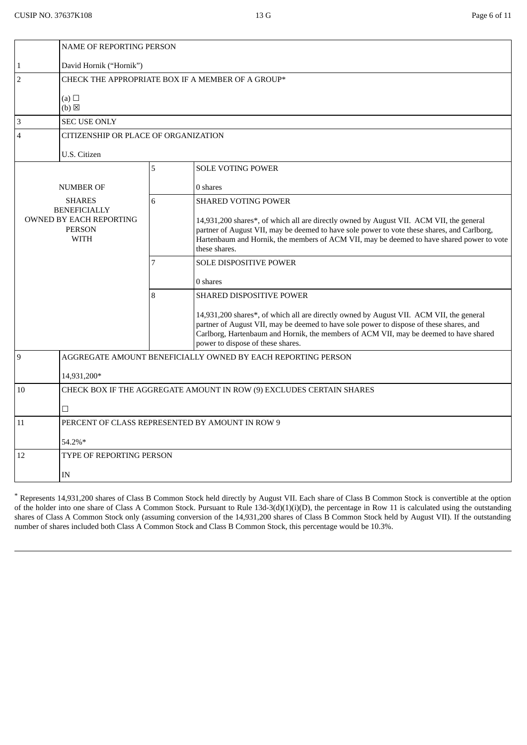| | | | |
|---|---|---|---|
| 1 | NAME OF REPORTING PERSON<br><br>David Hornik (“Hornik”) | | |
| 2 | CHECK THE APPROPRIATE BOX IF A MEMBER OF A GROUP*<br><br>(a) ☐<br>(b) ☒ | | |
| 3 | SEC USE ONLY | | |
| 4 | CITIZENSHIP OR PLACE OF ORGANIZATION<br><br>U.S. Citizen | | |
| NUMBER OF SHARES BENEFICIALLY OWNED BY EACH REPORTING PERSON WITH | | 5 | SOLE VOTING POWER<br><br>0 shares |
| | | 6 | SHARED VOTING POWER<br><br>14,931,200 shares*, of which all are directly owned by August VII. ACM VII, the general partner of August VII, may be deemed to have sole power to vote these shares, and Carlborg, Hartenbaum and Hornik, the members of ACM VII, may be deemed to have shared power to vote these shares. |
| | | 7 | SOLE DISPOSITIVE POWER<br><br>0 shares |
| | | 8 | SHARED DISPOSITIVE POWER<br><br>14,931,200 shares*, of which all are directly owned by August VII. ACM VII, the general partner of August VII, may be deemed to have sole power to dispose of these shares, and Carlborg, Hartenbaum and Hornik, the members of ACM VII, may be deemed to have shared power to dispose of these shares. |
| 9 | AGGREGATE AMOUNT BENEFICIALLY OWNED BY EACH REPORTING PERSON<br><br>14,931,200* | | |
| 10 | CHECK BOX IF THE AGGREGATE AMOUNT IN ROW (9) EXCLUDES CERTAIN SHARES<br><br>☐ | | |
| 11 | PERCENT OF CLASS REPRESENTED BY AMOUNT IN ROW 9<br><br>54.2%* | | |
| 12 | TYPE OF REPORTING PERSON<br><br>IN | | |

* Represents 14,931,200 shares of Class B Common Stock held directly by August VII. Each share of Class B Common Stock is convertible at the option of the holder into one share of Class A Common Stock. Pursuant to Rule 13d-3(d)(1)(i)(D), the percentage in Row 11 is calculated using the outstanding shares of Class A Common Stock only (assuming conversion of the 14,931,200 shares of Class B Common Stock held by August VII). If the outstanding number of shares included both Class A Common Stock and Class B Common Stock, this percentage would be 10.3%.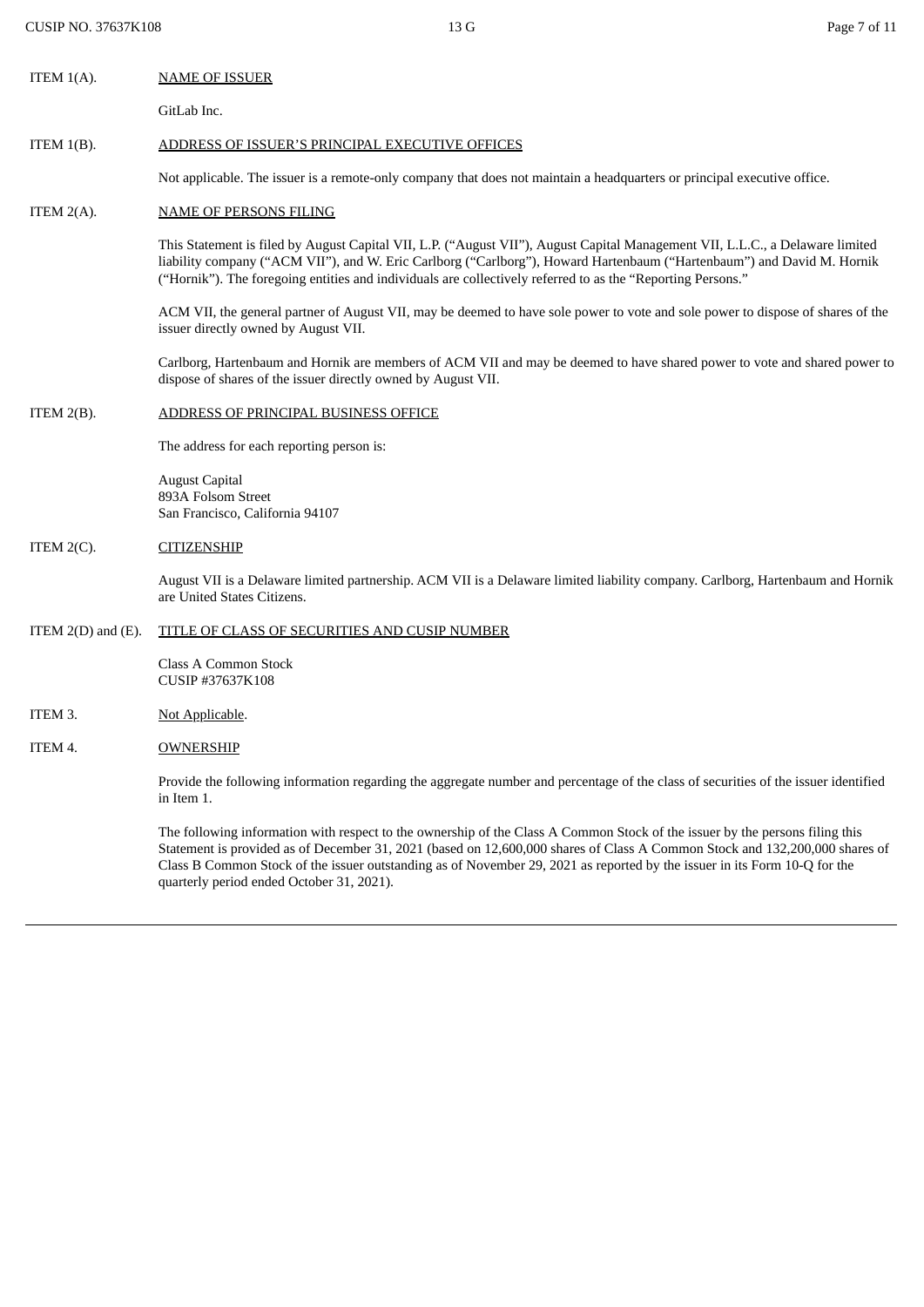ITEM 1(A). NAME OF ISSUER

GitLab Inc.

ITEM 1(B). ADDRESS OF ISSUER'S PRINCIPAL EXECUTIVE OFFICES

Not applicable. The issuer is a remote-only company that does not maintain a headquarters or principal executive office.

ITEM 2(A). NAME OF PERSONS FILING

This Statement is filed by August Capital VII, L.P. ("August VII"), August Capital Management VII, L.L.C., a Delaware limited liability company ("ACM VII"), and W. Eric Carlborg ("Carlborg"), Howard Hartenbaum ("Hartenbaum") and David M. Hornik ("Hornik"). The foregoing entities and individuals are collectively referred to as the "Reporting Persons."

ACM VII, the general partner of August VII, may be deemed to have sole power to vote and sole power to dispose of shares of the issuer directly owned by August VII.

Carlborg, Hartenbaum and Hornik are members of ACM VII and may be deemed to have shared power to vote and shared power to dispose of shares of the issuer directly owned by August VII.

ITEM 2(B). ADDRESS OF PRINCIPAL BUSINESS OFFICE

The address for each reporting person is:

August Capital
893A Folsom Street
San Francisco, California 94107

ITEM 2(C). CITIZENSHIP

August VII is a Delaware limited partnership. ACM VII is a Delaware limited liability company. Carlborg, Hartenbaum and Hornik are United States Citizens.

ITEM 2(D) and (E). TITLE OF CLASS OF SECURITIES AND CUSIP NUMBER

Class A Common Stock
CUSIP #37637K108

ITEM 3. Not Applicable.

ITEM 4. OWNERSHIP

Provide the following information regarding the aggregate number and percentage of the class of securities of the issuer identified in Item 1.

The following information with respect to the ownership of the Class A Common Stock of the issuer by the persons filing this Statement is provided as of December 31, 2021 (based on 12,600,000 shares of Class A Common Stock and 132,200,000 shares of Class B Common Stock of the issuer outstanding as of November 29, 2021 as reported by the issuer in its Form 10-Q for the quarterly period ended October 31, 2021).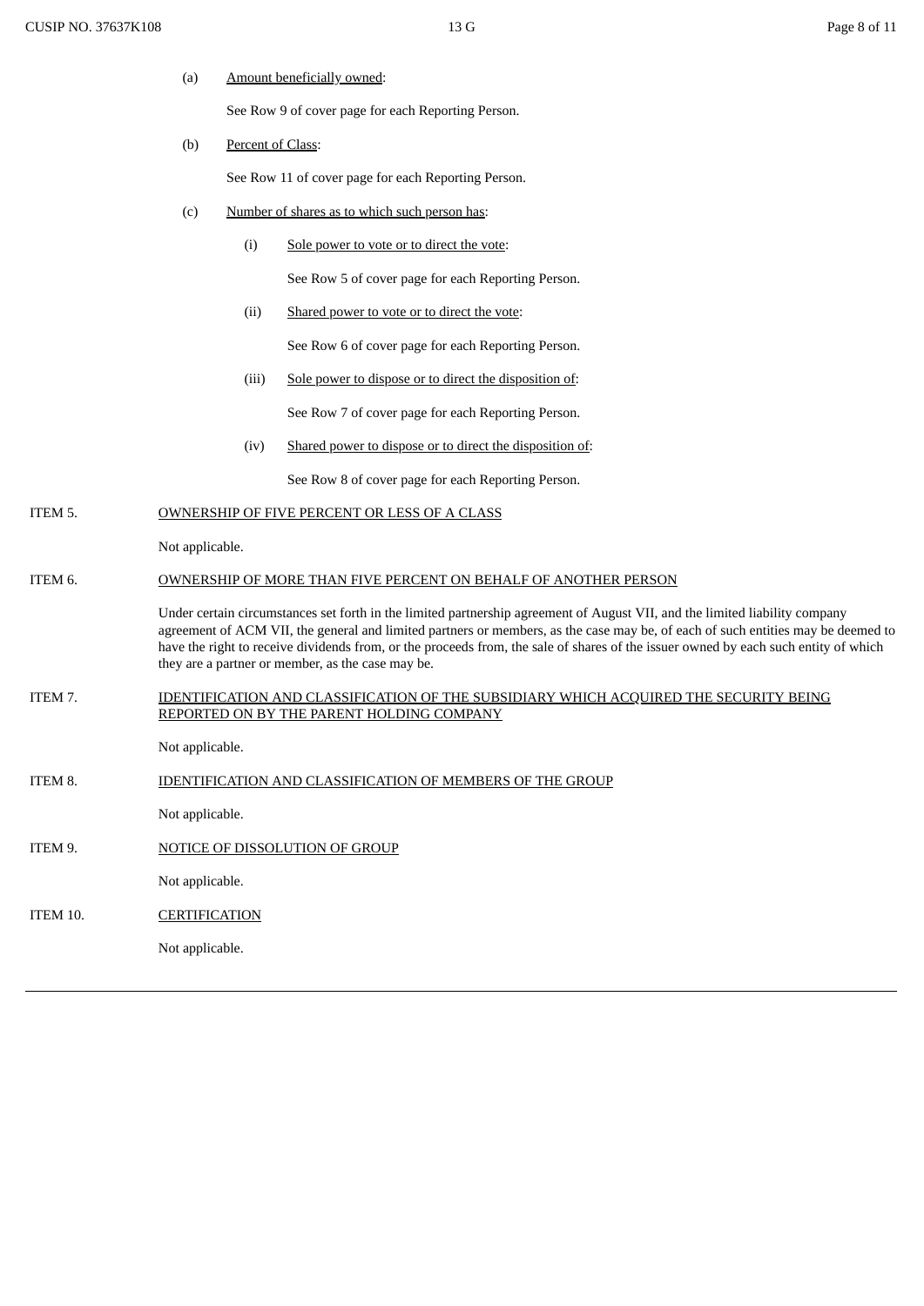(a) Amount beneficially owned:

See Row 9 of cover page for each Reporting Person.

(b) Percent of Class:

See Row 11 of cover page for each Reporting Person.

(c) Number of shares as to which such person has:

(i) Sole power to vote or to direct the vote:

See Row 5 of cover page for each Reporting Person.

(ii) Shared power to vote or to direct the vote:

See Row 6 of cover page for each Reporting Person.

(iii) Sole power to dispose or to direct the disposition of:

See Row 7 of cover page for each Reporting Person.

(iv) Shared power to dispose or to direct the disposition of:

See Row 8 of cover page for each Reporting Person.

ITEM 5. OWNERSHIP OF FIVE PERCENT OR LESS OF A CLASS

Not applicable.

ITEM 6. OWNERSHIP OF MORE THAN FIVE PERCENT ON BEHALF OF ANOTHER PERSON

Under certain circumstances set forth in the limited partnership agreement of August VII, and the limited liability company agreement of ACM VII, the general and limited partners or members, as the case may be, of each of such entities may be deemed to have the right to receive dividends from, or the proceeds from, the sale of shares of the issuer owned by each such entity of which they are a partner or member, as the case may be.

ITEM 7. IDENTIFICATION AND CLASSIFICATION OF THE SUBSIDIARY WHICH ACQUIRED THE SECURITY BEING REPORTED ON BY THE PARENT HOLDING COMPANY

Not applicable.

ITEM 8. IDENTIFICATION AND CLASSIFICATION OF MEMBERS OF THE GROUP

Not applicable.

ITEM 9. NOTICE OF DISSOLUTION OF GROUP

Not applicable.

ITEM 10. CERTIFICATION

Not applicable.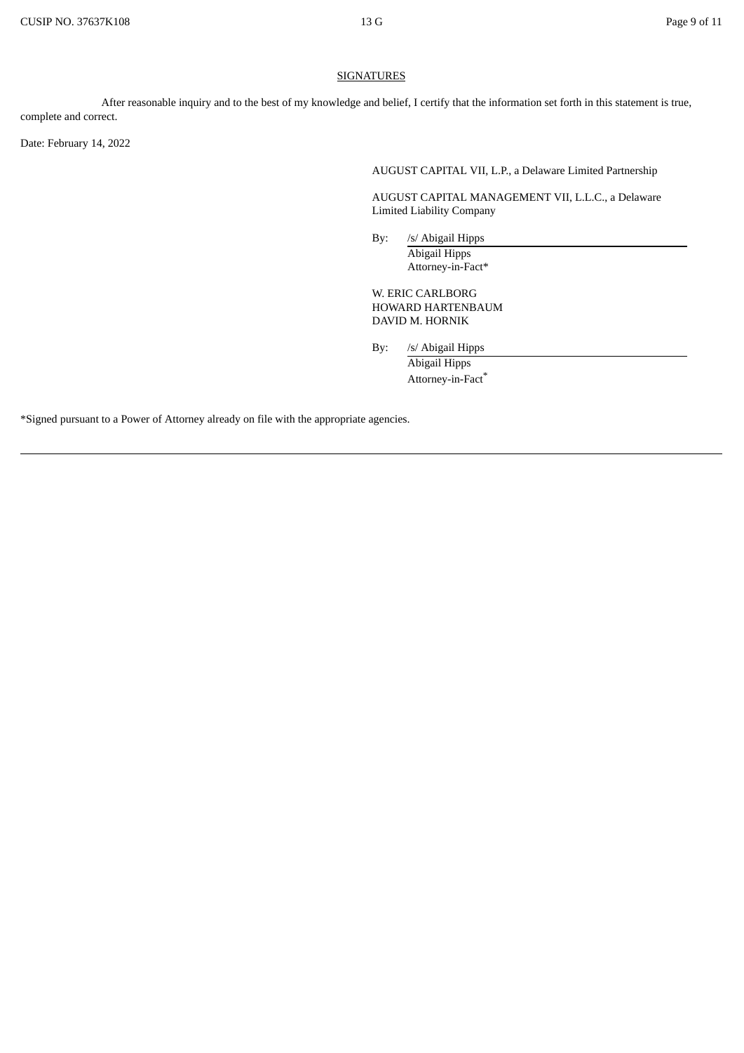## SIGNATURES

After reasonable inquiry and to the best of my knowledge and belief, I certify that the information set forth in this statement is true, complete and correct.

Date: February 14, 2022

AUGUST CAPITAL VII, L.P., a Delaware Limited Partnership

AUGUST CAPITAL MANAGEMENT VII, L.L.C., a Delaware Limited Liability Company

By: /s/ Abigail Hipps
Abigail Hipps
Attorney-in-Fact*

W. ERIC CARLBORG
HOWARD HARTENBAUM
DAVID M. HORNIK

By: /s/ Abigail Hipps
Abigail Hipps
Attorney-in-Fact*

*Signed pursuant to a Power of Attorney already on file with the appropriate agencies.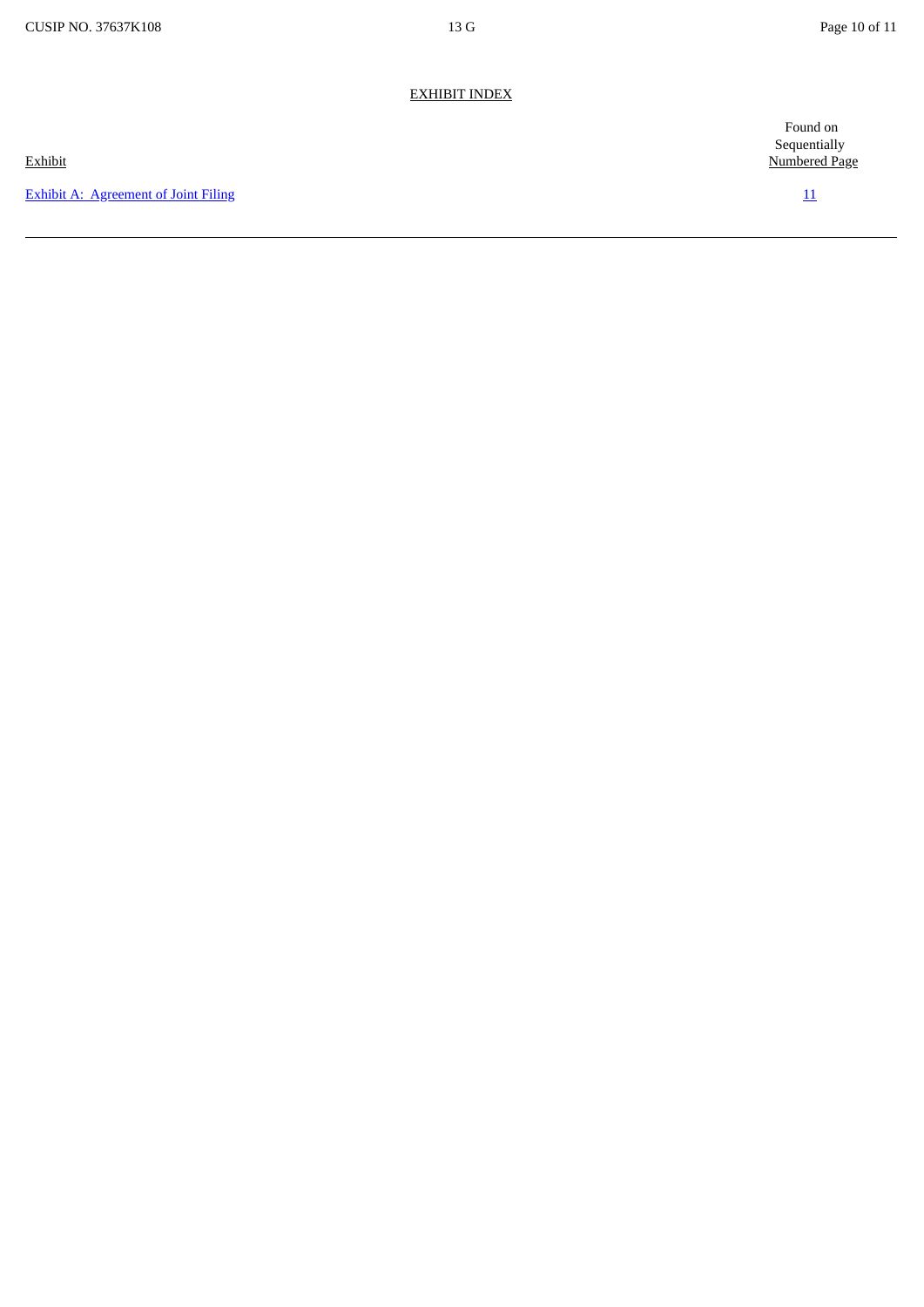EXHIBIT INDEX

| Exhibit | Found on Sequentially Numbered Page |
| --- | --- |
| Exhibit A: Agreement of Joint Filing | 11 |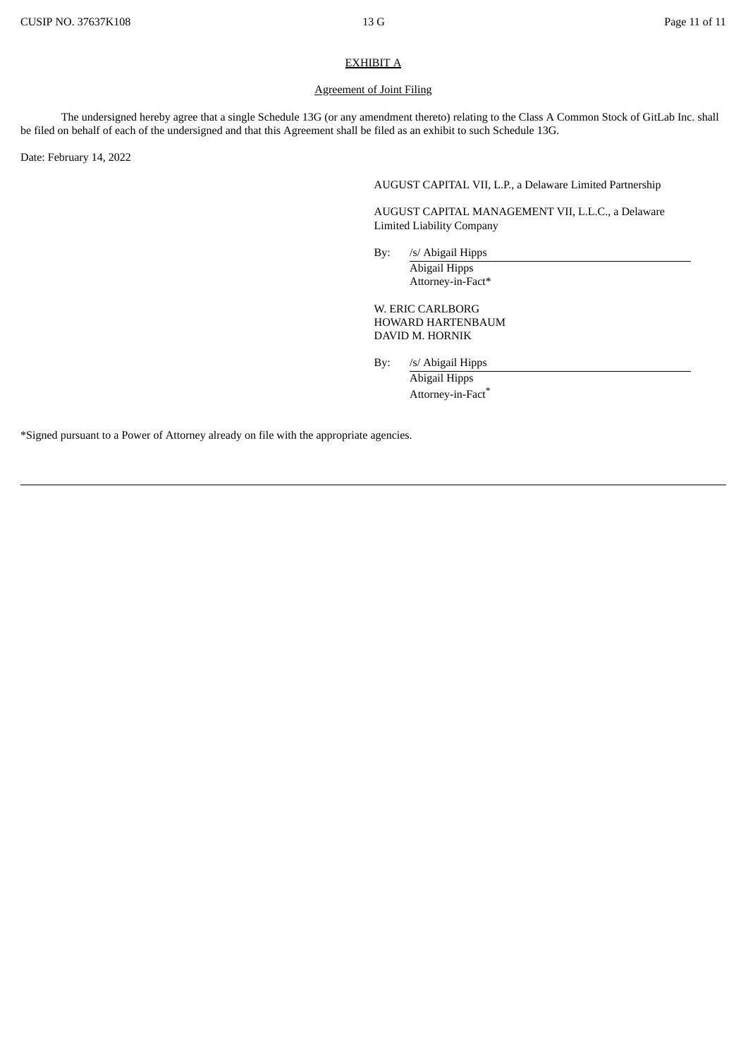# EXHIBIT A

## Agreement of Joint Filing

The undersigned hereby agree that a single Schedule 13G (or any amendment thereto) relating to the Class A Common Stock of GitLab Inc. shall be filed on behalf of each of the undersigned and that this Agreement shall be filed as an exhibit to such Schedule 13G.

Date: February 14, 2022

AUGUST CAPITAL VII, L.P., a Delaware Limited Partnership

AUGUST CAPITAL MANAGEMENT VII, L.L.C., a Delaware Limited Liability Company

By: /s/ Abigail Hipps
Abigail Hipps
Attorney-in-Fact*

W. ERIC CARLBORG
HOWARD HARTENBAUM
DAVID M. HORNIK

By: /s/ Abigail Hipps
Abigail Hipps
Attorney-in-Fact*

*Signed pursuant to a Power of Attorney already on file with the appropriate agencies.